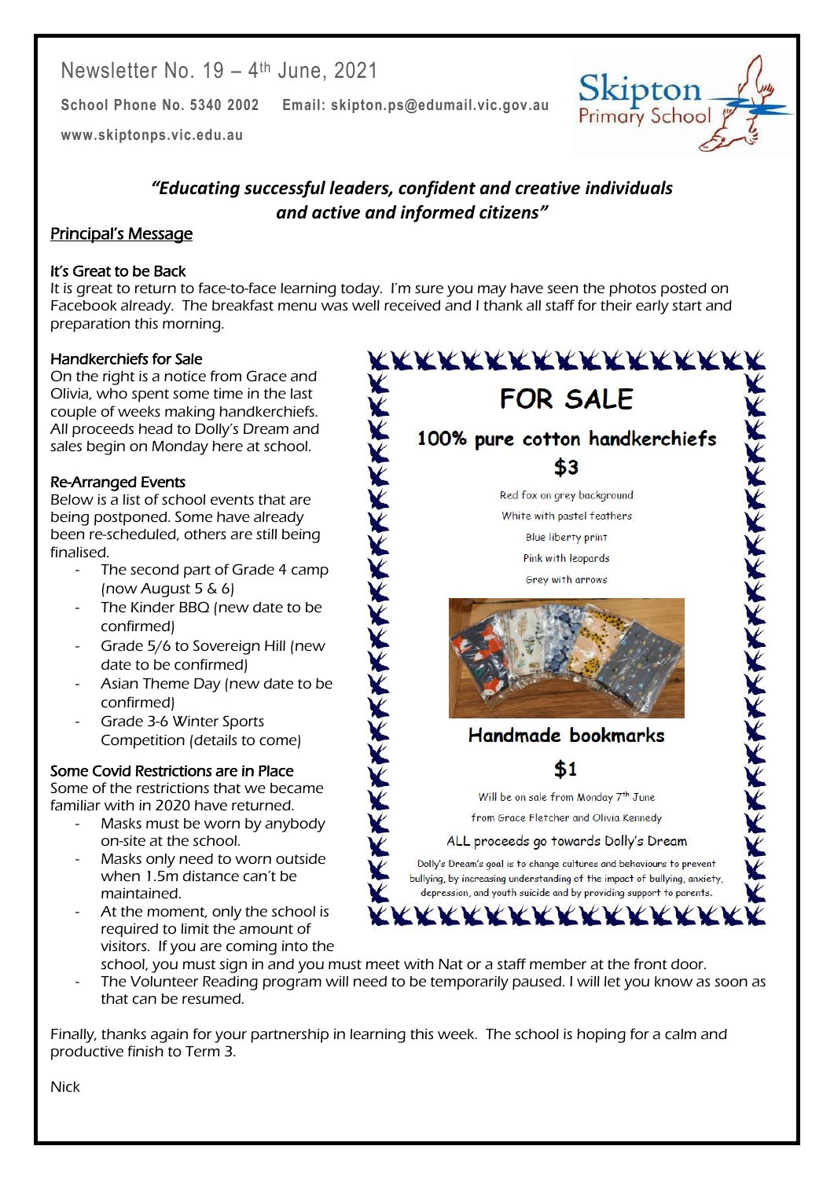Newsletter No. 19 – 4th June, 2021

**School Phone No. 5340 2002** **Email: skipton.ps@edumail.vic.gov.au**

**www.skiptonps.vic.edu.au**

Skipton Primary School

***"Educating successful leaders, confident and creative individuals and active and informed citizens"***

## Principal's Message

### It's Great to be Back

It is great to return to face-to-face learning today. I'm sure you may have seen the photos posted on Facebook already. The breakfast menu was well received and I thank all staff for their early start and preparation this morning.

### Handkerchiefs for Sale

On the right is a notice from Grace and Olivia, who spent some time in the last couple of weeks making handkerchiefs. All proceeds head to Dolly's Dream and sales begin on Monday here at school.

**FOR SALE**

**100% pure cotton handkerchiefs**

**$3**

Red fox on grey background

White with pastel feathers

Blue liberty print

Pink with leopards

Grey with arrows

**Handmade bookmarks**

**$1**

Will be on sale from Monday 7th June

from Grace Fletcher and Olivia Kennedy

ALL proceeds go towards Dolly's Dream

Dolly's Dream's goal is to change cultures and behaviours to prevent bullying, by increasing understanding of the impact of bullying, anxiety, depression, and youth suicide and by providing support to parents.

### Re-Arranged Events

Below is a list of school events that are being postponed. Some have already been re-scheduled, others are still being finalised.

- The second part of Grade 4 camp (now August 5 & 6)
- The Kinder BBQ (new date to be confirmed)
- Grade 5/6 to Sovereign Hill (new date to be confirmed)
- Asian Theme Day (new date to be confirmed)
- Grade 3-6 Winter Sports Competition (details to come)

### Some Covid Restrictions are in Place

Some of the restrictions that we became familiar with in 2020 have returned.

- Masks must be worn by anybody on-site at the school.
- Masks only need to worn outside when 1.5m distance can't be maintained.
- At the moment, only the school is required to limit the amount of visitors. If you are coming into the school, you must sign in and you must meet with Nat or a staff member at the front door.
- The Volunteer Reading program will need to be temporarily paused. I will let you know as soon as that can be resumed.

Finally, thanks again for your partnership in learning this week. The school is hoping for a calm and productive finish to Term 3.

Nick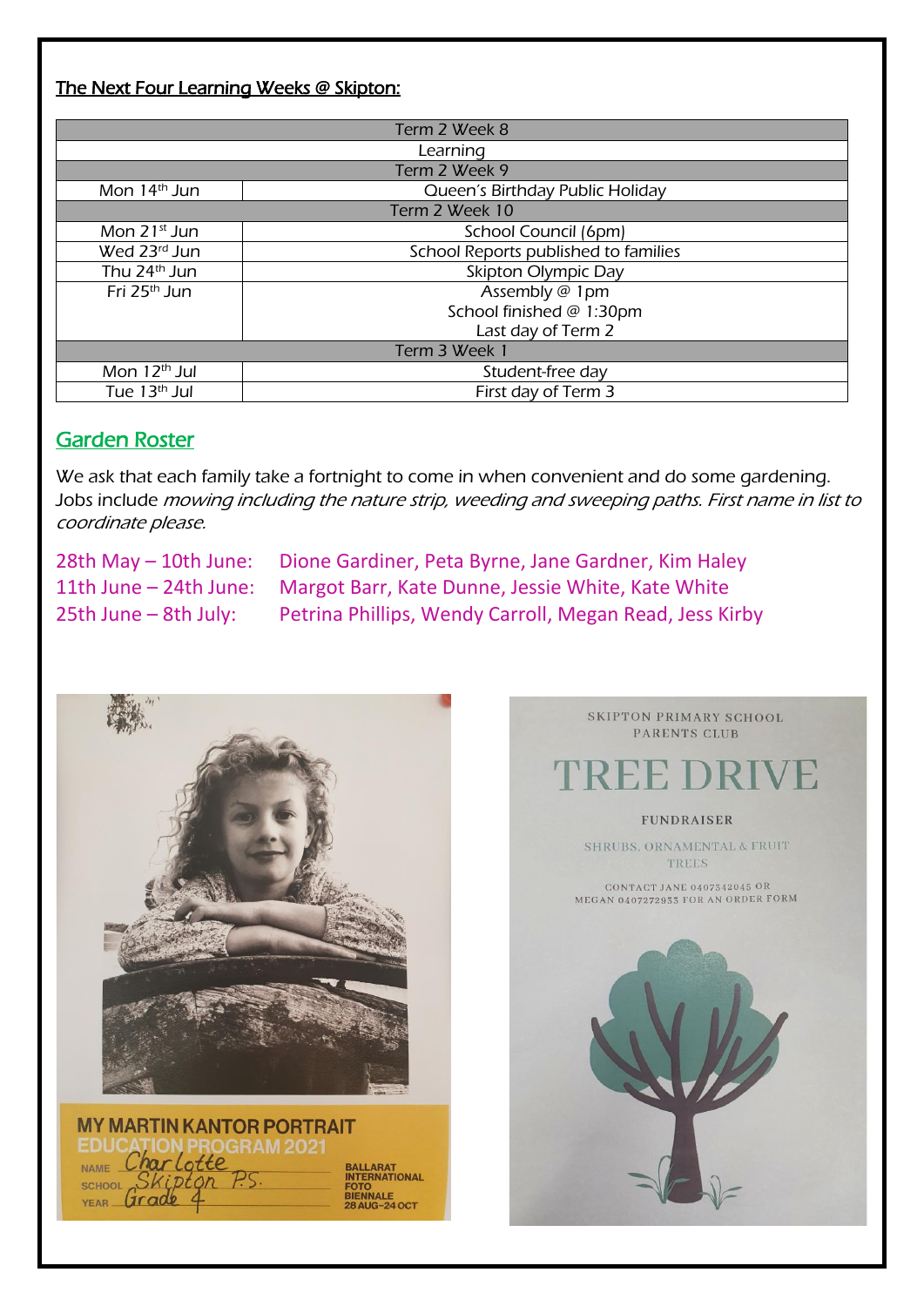## The Next Four Learning Weeks @ Skipton:

| Term 2 Week 8 | |
|---|---|
| Learning | |
| **Term 2 Week 9** | |
| Mon 14th Jun | Queen's Birthday Public Holiday |
| **Term 2 Week 10** | |
| Mon 21st Jun | School Council (6pm) |
| Wed 23rd Jun | School Reports published to families |
| Thu 24th Jun | Skipton Olympic Day |
| Fri 25th Jun | Assembly @ 1pm<br>School finished @ 1:30pm<br>Last day of Term 2 |
| **Term 3 Week 1** | |
| Mon 12th Jul | Student-free day |
| Tue 13th Jul | First day of Term 3 |

## Garden Roster

We ask that each family take a fortnight to come in when convenient and do some gardening. Jobs include *mowing including the nature strip, weeding and sweeping paths. First name in list to coordinate please.*

28th May – 10th June: Dione Gardiner, Peta Byrne, Jane Gardner, Kim Haley
11th June – 24th June: Margot Barr, Kate Dunne, Jessie White, Kate White
25th June – 8th July: Petrina Phillips, Wendy Carroll, Megan Read, Jess Kirby

MY MARTIN KANTOR PORTRAIT EDUCATION PROGRAM 2021

NAME Charlotte
SCHOOL Skipton P.S.
YEAR Grade 4

BALLARAT INTERNATIONAL FOTO BIENNALE 28 AUG–24 OCT

SKIPTON PRIMARY SCHOOL PARENTS CLUB

TREE DRIVE

FUNDRAISER

SHRUBS, ORNAMENTAL & FRUIT TREES

CONTACT JANE 0407342045 OR MEGAN 0407272933 FOR AN ORDER FORM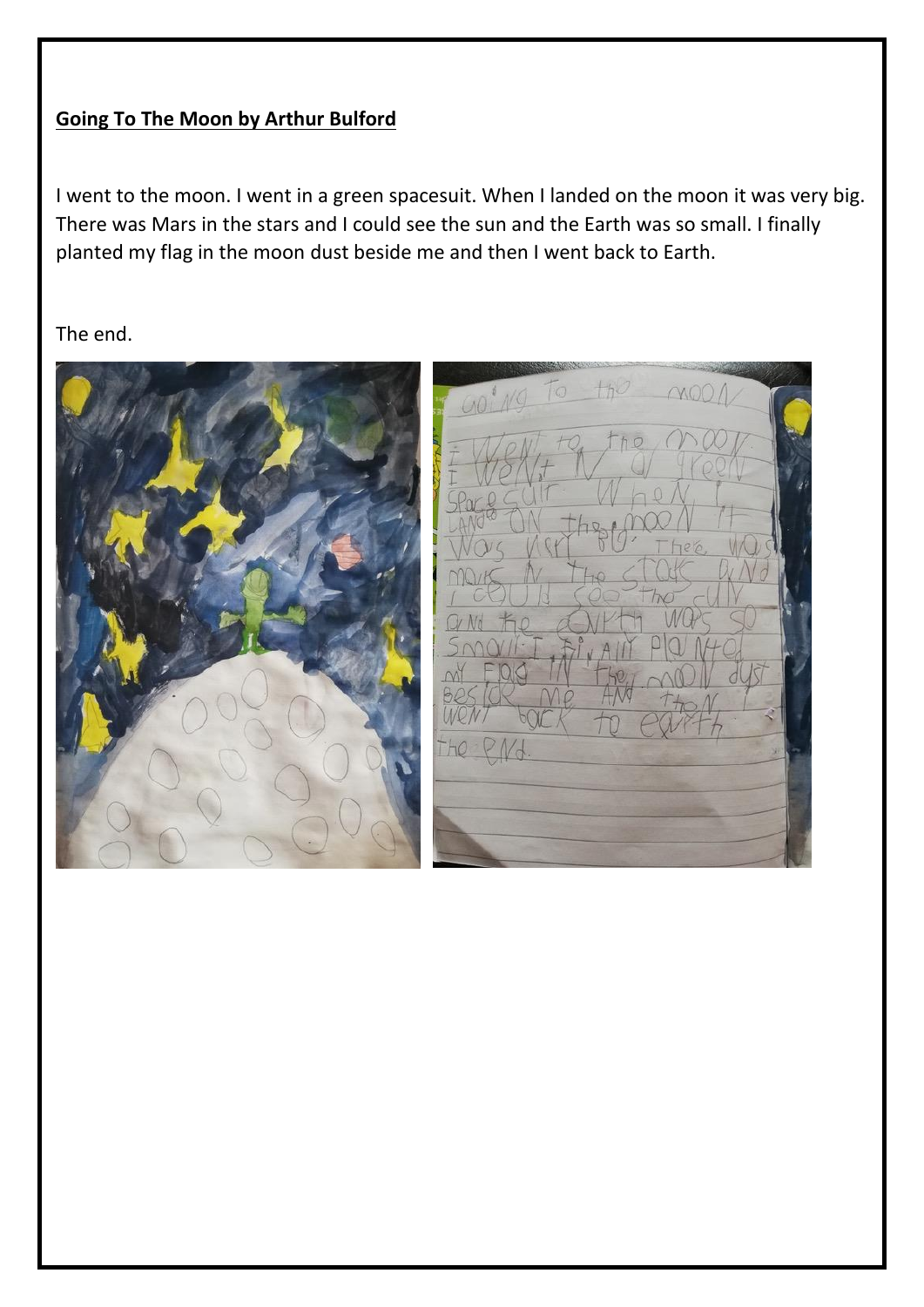**Going To The Moon by Arthur Bulford**

I went to the moon. I went in a green spacesuit. When I landed on the moon it was very big. There was Mars in the stars and I could see the sun and the Earth was so small. I finally planted my flag in the moon dust beside me and then I went back to Earth.

The end.